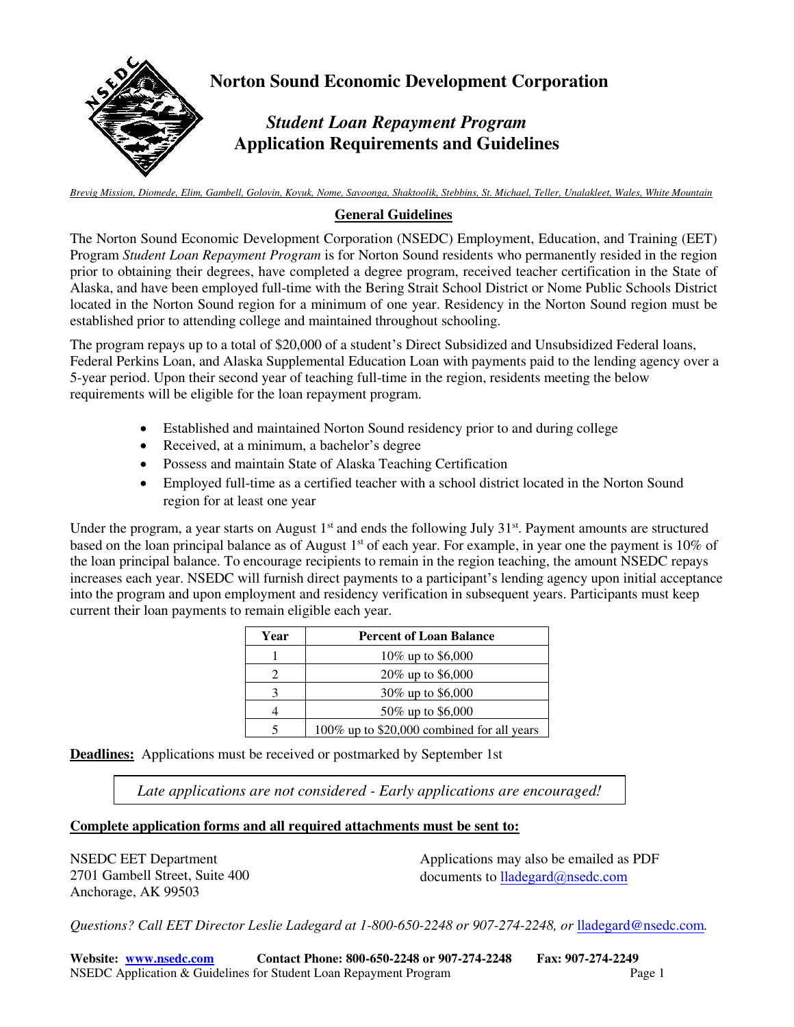# Norton Sound Economic Development Corporation

## *Student Loan Repayment Program*
## Application Requirements and Guidelines

*Brevig Mission, Diomede, Elim, Gambell, Golovin, Koyuk, Nome, Savoonga, Shaktoolik, Stebbins, St. Michael, Teller, Unalakleet, Wales, White Mountain*

### General Guidelines

The Norton Sound Economic Development Corporation (NSEDC) Employment, Education, and Training (EET) Program *Student Loan Repayment Program* is for Norton Sound residents who permanently resided in the region prior to obtaining their degrees, have completed a degree program, received teacher certification in the State of Alaska, and have been employed full-time with the Bering Strait School District or Nome Public Schools District located in the Norton Sound region for a minimum of one year. Residency in the Norton Sound region must be established prior to attending college and maintained throughout schooling.

The program repays up to a total of $20,000 of a student's Direct Subsidized and Unsubsidized Federal loans, Federal Perkins Loan, and Alaska Supplemental Education Loan with payments paid to the lending agency over a 5-year period. Upon their second year of teaching full-time in the region, residents meeting the below requirements will be eligible for the loan repayment program.

- Established and maintained Norton Sound residency prior to and during college
- Received, at a minimum, a bachelor's degree
- Possess and maintain State of Alaska Teaching Certification
- Employed full-time as a certified teacher with a school district located in the Norton Sound region for at least one year

Under the program, a year starts on August 1st and ends the following July 31st. Payment amounts are structured based on the loan principal balance as of August 1st of each year. For example, in year one the payment is 10% of the loan principal balance. To encourage recipients to remain in the region teaching, the amount NSEDC repays increases each year. NSEDC will furnish direct payments to a participant's lending agency upon initial acceptance into the program and upon employment and residency verification in subsequent years. Participants must keep current their loan payments to remain eligible each year.

| Year | Percent of Loan Balance |
|---|---|
| 1 | 10% up to $6,000 |
| 2 | 20% up to $6,000 |
| 3 | 30% up to $6,000 |
| 4 | 50% up to $6,000 |
| 5 | 100% up to $20,000 combined for all years |

**Deadlines:** Applications must be received or postmarked by September 1st

*Late applications are not considered - Early applications are encouraged!*

**Complete application forms and all required attachments must be sent to:**

NSEDC EET Department
2701 Gambell Street, Suite 400
Anchorage, AK 99503

Applications may also be emailed as PDF documents to lladegard@nsedc.com

*Questions? Call EET Director Leslie Ladegard at 1-800-650-2248 or 907-274-2248, or* lladegard@nsedc.com.

**Website: www.nsedc.com** **Contact Phone: 800-650-2248 or 907-274-2248** **Fax: 907-274-2249**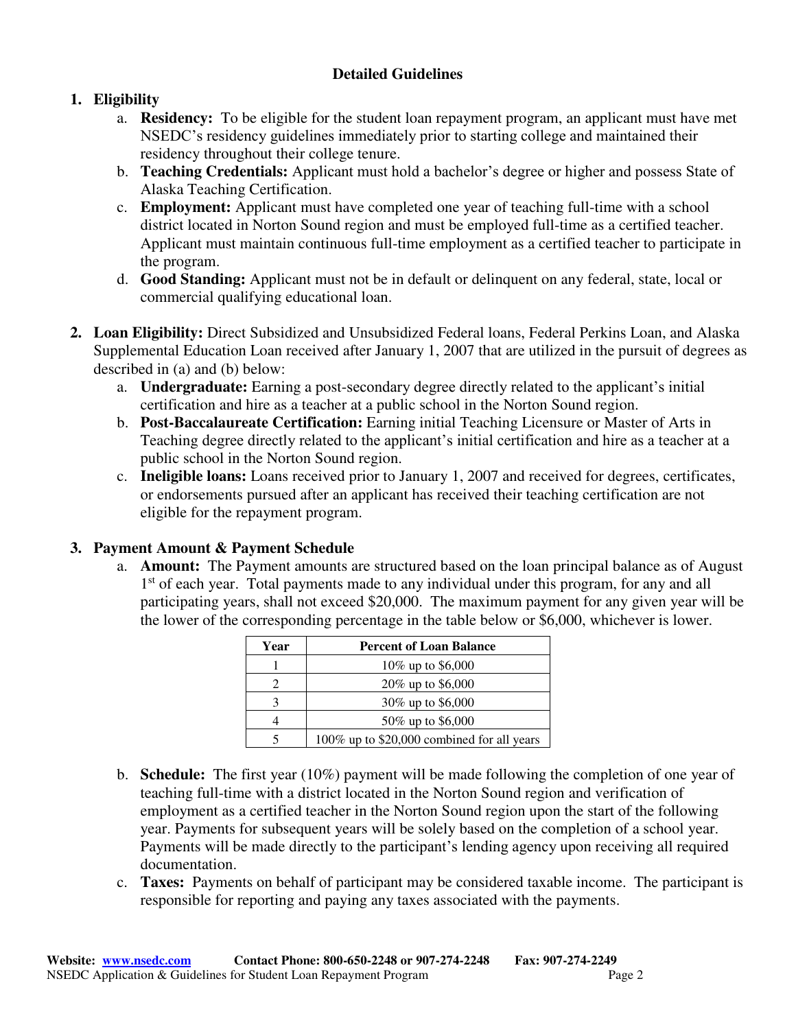## Detailed Guidelines

1. **Eligibility**
   a. **Residency:** To be eligible for the student loan repayment program, an applicant must have met NSEDC's residency guidelines immediately prior to starting college and maintained their residency throughout their college tenure.
   b. **Teaching Credentials:** Applicant must hold a bachelor's degree or higher and possess State of Alaska Teaching Certification.
   c. **Employment:** Applicant must have completed one year of teaching full-time with a school district located in Norton Sound region and must be employed full-time as a certified teacher. Applicant must maintain continuous full-time employment as a certified teacher to participate in the program.
   d. **Good Standing:** Applicant must not be in default or delinquent on any federal, state, local or commercial qualifying educational loan.

2. **Loan Eligibility:** Direct Subsidized and Unsubsidized Federal loans, Federal Perkins Loan, and Alaska Supplemental Education Loan received after January 1, 2007 that are utilized in the pursuit of degrees as described in (a) and (b) below:
   a. **Undergraduate:** Earning a post-secondary degree directly related to the applicant's initial certification and hire as a teacher at a public school in the Norton Sound region.
   b. **Post-Baccalaureate Certification:** Earning initial Teaching Licensure or Master of Arts in Teaching degree directly related to the applicant's initial certification and hire as a teacher at a public school in the Norton Sound region.
   c. **Ineligible loans:** Loans received prior to January 1, 2007 and received for degrees, certificates, or endorsements pursued after an applicant has received their teaching certification are not eligible for the repayment program.

3. **Payment Amount & Payment Schedule**
   a. **Amount:** The Payment amounts are structured based on the loan principal balance as of August 1st of each year. Total payments made to any individual under this program, for any and all participating years, shall not exceed $20,000. The maximum payment for any given year will be the lower of the corresponding percentage in the table below or $6,000, whichever is lower.

| Year | Percent of Loan Balance |
|---|---|
| 1 | 10% up to $6,000 |
| 2 | 20% up to $6,000 |
| 3 | 30% up to $6,000 |
| 4 | 50% up to $6,000 |
| 5 | 100% up to $20,000 combined for all years |

   b. **Schedule:** The first year (10%) payment will be made following the completion of one year of teaching full-time with a district located in the Norton Sound region and verification of employment as a certified teacher in the Norton Sound region upon the start of the following year. Payments for subsequent years will be solely based on the completion of a school year. Payments will be made directly to the participant's lending agency upon receiving all required documentation.
   c. **Taxes:** Payments on behalf of participant may be considered taxable income. The participant is responsible for reporting and paying any taxes associated with the payments.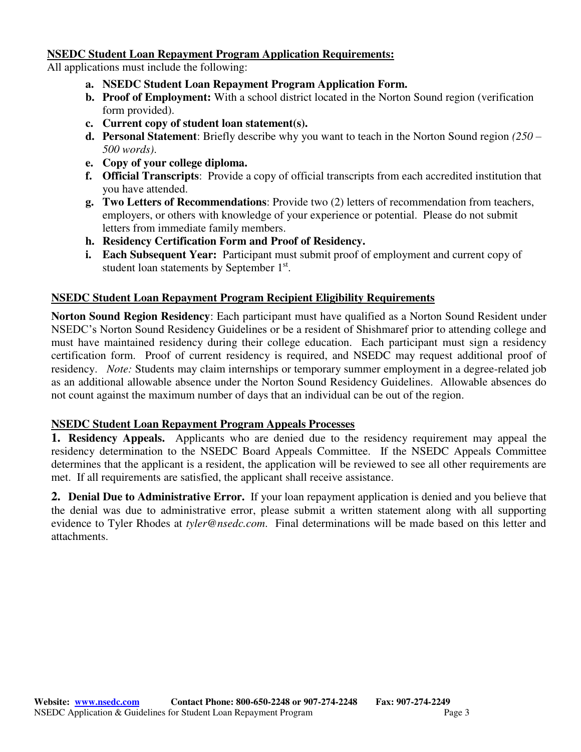## NSEDC Student Loan Repayment Program Application Requirements:

All applications must include the following:

- **a. NSEDC Student Loan Repayment Program Application Form.**
- **b. Proof of Employment:** With a school district located in the Norton Sound region (verification form provided).
- **c. Current copy of student loan statement(s).**
- **d. Personal Statement**: Briefly describe why you want to teach in the Norton Sound region *(250 – 500 words)*.
- **e. Copy of your college diploma.**
- **f. Official Transcripts**: Provide a copy of official transcripts from each accredited institution that you have attended.
- **g. Two Letters of Recommendations**: Provide two (2) letters of recommendation from teachers, employers, or others with knowledge of your experience or potential. Please do not submit letters from immediate family members.
- **h. Residency Certification Form and Proof of Residency.**
- **i. Each Subsequent Year:** Participant must submit proof of employment and current copy of student loan statements by September 1st.

## NSEDC Student Loan Repayment Program Recipient Eligibility Requirements

**Norton Sound Region Residency**: Each participant must have qualified as a Norton Sound Resident under NSEDC's Norton Sound Residency Guidelines or be a resident of Shishmaref prior to attending college and must have maintained residency during their college education. Each participant must sign a residency certification form. Proof of current residency is required, and NSEDC may request additional proof of residency. *Note:* Students may claim internships or temporary summer employment in a degree-related job as an additional allowable absence under the Norton Sound Residency Guidelines. Allowable absences do not count against the maximum number of days that an individual can be out of the region.

## NSEDC Student Loan Repayment Program Appeals Processes

**1. Residency Appeals.** Applicants who are denied due to the residency requirement may appeal the residency determination to the NSEDC Board Appeals Committee. If the NSEDC Appeals Committee determines that the applicant is a resident, the application will be reviewed to see all other requirements are met. If all requirements are satisfied, the applicant shall receive assistance.

**2. Denial Due to Administrative Error.** If your loan repayment application is denied and you believe that the denial was due to administrative error, please submit a written statement along with all supporting evidence to Tyler Rhodes at *tyler@nsedc.com*. Final determinations will be made based on this letter and attachments.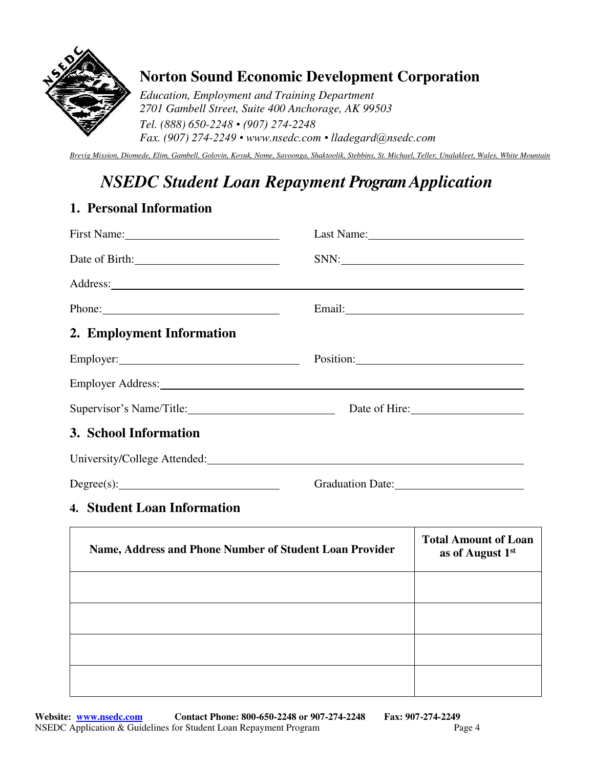**Norton Sound Economic Development Corporation**

*Education, Employment and Training Department*
*2701 Gambell Street, Suite 400 Anchorage, AK 99503*
*Tel. (888) 650-2248 • (907) 274-2248*
*Fax. (907) 274-2249 • www.nsedc.com • lladegard@nsedc.com*

*Brevig Mission, Diomede, Elim, Gambell, Golovin, Koyuk, Nome, Savoonga, Shaktoolik, Stebbins, St. Michael, Teller, Unalakleet, Wales, White Mountain*

# *NSEDC Student Loan Repayment Program Application*

## 1. Personal Information

First Name: ______________________ Last Name: ______________________

Date of Birth: ______________________ SNN: ______________________

Address: ______________________________________________

Phone: ______________________ Email: ______________________

## 2. Employment Information

Employer: ______________________ Position: ______________________

Employer Address: ______________________________________________

Supervisor's Name/Title: ______________________ Date of Hire: ______________________

## 3. School Information

University/College Attended: ______________________________________________

Degree(s): ______________________ Graduation Date: ______________________

## 4. Student Loan Information

| Name, Address and Phone Number of Student Loan Provider | Total Amount of Loan as of August 1st |
|---|---|
| | |
| | |
| | |
| | |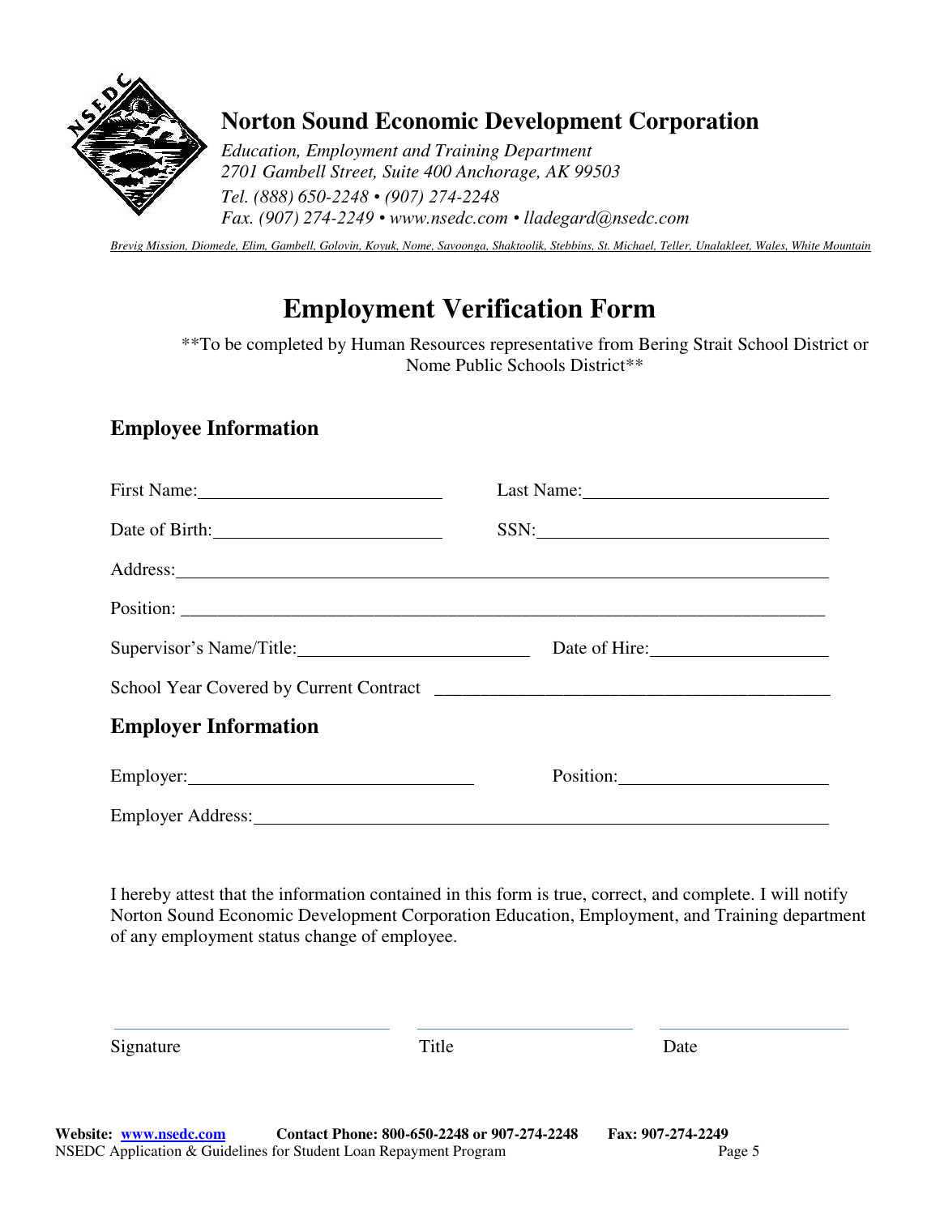**Norton Sound Economic Development Corporation**

*Education, Employment and Training Department*
*2701 Gambell Street, Suite 400 Anchorage, AK 99503*
*Tel. (888) 650-2248 • (907) 274-2248*
*Fax. (907) 274-2249 • www.nsedc.com • lladegard@nsedc.com*

*Brevig Mission, Diomede, Elim, Gambell, Golovin, Koyuk, Nome, Savoonga, Shaktoolik, Stebbins, St. Michael, Teller, Unalakleet, Wales, White Mountain*

# Employment Verification Form

**To be completed by Human Resources representative from Bering Strait School District or Nome Public Schools District**

## Employee Information

First Name:___________________________ Last Name:___________________________

Date of Birth:_________________________ SSN:________________________________

Address:______________________________________________________________________

Position:_____________________________________________________________________

Supervisor's Name/Title:_________________________ Date of Hire:___________________

School Year Covered by Current Contract ___________________________________________

## Employer Information

Employer:______________________________ Position:______________________

Employer Address:_____________________________________________________________

I hereby attest that the information contained in this form is true, correct, and complete. I will notify Norton Sound Economic Development Corporation Education, Employment, and Training department of any employment status change of employee.

______________________________ ______________________________ ______________________

Signature Title Date

**Website: www.nsedc.com Contact Phone: 800-650-2248 or 907-274-2248 Fax: 907-274-2249**
NSEDC Application & Guidelines for Student Loan Repayment Program